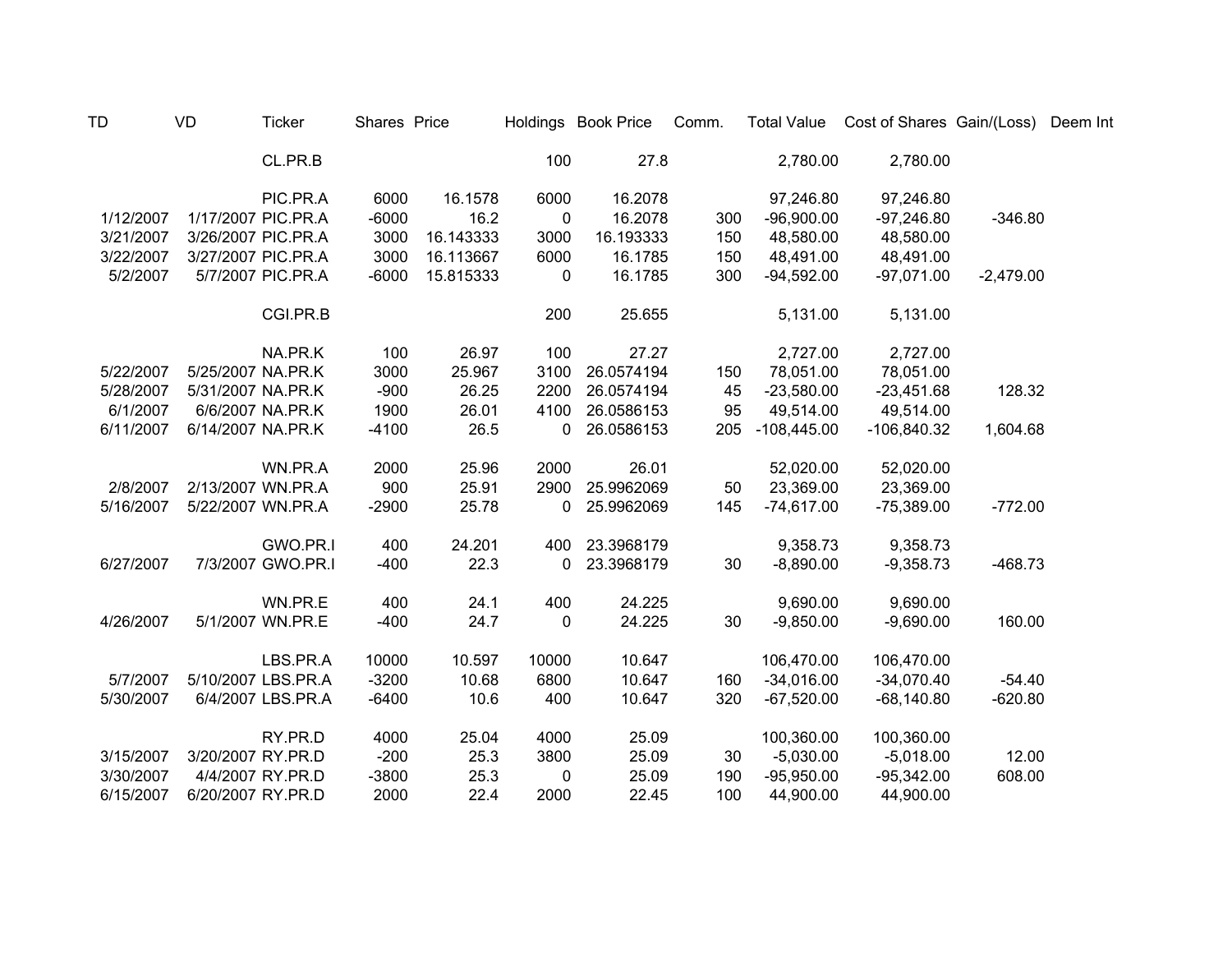| TD | VD | Ticker | Shares | Price | Holdings | Book Price | Comm. | Total Value | Cost of Shares | Gain/(Loss) | Deem Int |
|---|---|---|---|---|---|---|---|---|---|---|---|
| | | CL.PR.B | | | 100 | 27.8 | | 2,780.00 | 2,780.00 | | |
| | | | | | | | | | | | |
| | | PIC.PR.A | 6000 | 16.1578 | 6000 | 16.2078 | | 97,246.80 | 97,246.80 | | |
| 1/12/2007 | 1/17/2007 | PIC.PR.A | -6000 | 16.2 | 0 | 16.2078 | 300 | -96,900.00 | -97,246.80 | -346.80 | |
| 3/21/2007 | 3/26/2007 | PIC.PR.A | 3000 | 16.143333 | 3000 | 16.193333 | 150 | 48,580.00 | 48,580.00 | | |
| 3/22/2007 | 3/27/2007 | PIC.PR.A | 3000 | 16.113667 | 6000 | 16.1785 | 150 | 48,491.00 | 48,491.00 | | |
| 5/2/2007 | 5/7/2007 | PIC.PR.A | -6000 | 15.815333 | 0 | 16.1785 | 300 | -94,592.00 | -97,071.00 | -2,479.00 | |
| | | | | | | | | | | | |
| | | CGI.PR.B | | | 200 | 25.655 | | 5,131.00 | 5,131.00 | | |
| | | | | | | | | | | | |
| | | NA.PR.K | 100 | 26.97 | 100 | 27.27 | | 2,727.00 | 2,727.00 | | |
| 5/22/2007 | 5/25/2007 | NA.PR.K | 3000 | 25.967 | 3100 | 26.0574194 | 150 | 78,051.00 | 78,051.00 | | |
| 5/28/2007 | 5/31/2007 | NA.PR.K | -900 | 26.25 | 2200 | 26.0574194 | 45 | -23,580.00 | -23,451.68 | 128.32 | |
| 6/1/2007 | 6/6/2007 | NA.PR.K | 1900 | 26.01 | 4100 | 26.0586153 | 95 | 49,514.00 | 49,514.00 | | |
| 6/11/2007 | 6/14/2007 | NA.PR.K | -4100 | 26.5 | 0 | 26.0586153 | 205 | -108,445.00 | -106,840.32 | 1,604.68 | |
| | | | | | | | | | | | |
| | | WN.PR.A | 2000 | 25.96 | 2000 | 26.01 | | 52,020.00 | 52,020.00 | | |
| 2/8/2007 | 2/13/2007 | WN.PR.A | 900 | 25.91 | 2900 | 25.9962069 | 50 | 23,369.00 | 23,369.00 | | |
| 5/16/2007 | 5/22/2007 | WN.PR.A | -2900 | 25.78 | 0 | 25.9962069 | 145 | -74,617.00 | -75,389.00 | -772.00 | |
| | | | | | | | | | | | |
| | | GWO.PR.I | 400 | 24.201 | 400 | 23.3968179 | | 9,358.73 | 9,358.73 | | |
| 6/27/2007 | 7/3/2007 | GWO.PR.I | -400 | 22.3 | 0 | 23.3968179 | 30 | -8,890.00 | -9,358.73 | -468.73 | |
| | | | | | | | | | | | |
| | | WN.PR.E | 400 | 24.1 | 400 | 24.225 | | 9,690.00 | 9,690.00 | | |
| 4/26/2007 | 5/1/2007 | WN.PR.E | -400 | 24.7 | 0 | 24.225 | 30 | -9,850.00 | -9,690.00 | 160.00 | |
| | | | | | | | | | | | |
| | | LBS.PR.A | 10000 | 10.597 | 10000 | 10.647 | | 106,470.00 | 106,470.00 | | |
| 5/7/2007 | 5/10/2007 | LBS.PR.A | -3200 | 10.68 | 6800 | 10.647 | 160 | -34,016.00 | -34,070.40 | -54.40 | |
| 5/30/2007 | 6/4/2007 | LBS.PR.A | -6400 | 10.6 | 400 | 10.647 | 320 | -67,520.00 | -68,140.80 | -620.80 | |
| | | | | | | | | | | | |
| | | RY.PR.D | 4000 | 25.04 | 4000 | 25.09 | | 100,360.00 | 100,360.00 | | |
| 3/15/2007 | 3/20/2007 | RY.PR.D | -200 | 25.3 | 3800 | 25.09 | 30 | -5,030.00 | -5,018.00 | 12.00 | |
| 3/30/2007 | 4/4/2007 | RY.PR.D | -3800 | 25.3 | 0 | 25.09 | 190 | -95,950.00 | -95,342.00 | 608.00 | |
| 6/15/2007 | 6/20/2007 | RY.PR.D | 2000 | 22.4 | 2000 | 22.45 | 100 | 44,900.00 | 44,900.00 | | |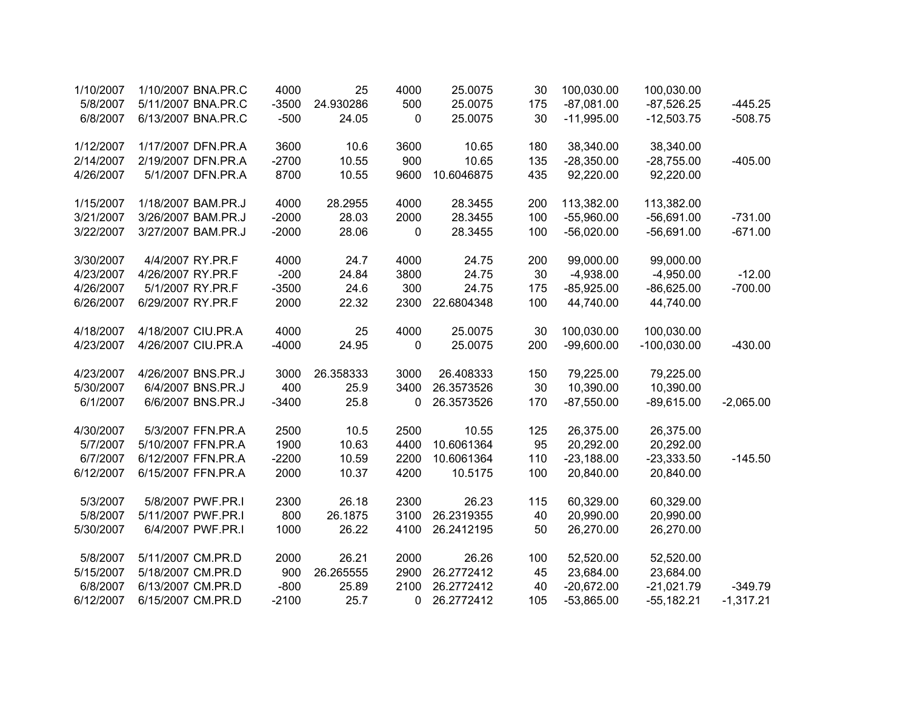| | | | | | | | | | | |
|---|---|---|---|---|---|---|---|---|---|---|
| 1/10/2007 | 1/10/2007 | BNA.PR.C | 4000 | 25 | 4000 | 25.0075 | 30 | 100,030.00 | 100,030.00 | |
| 5/8/2007 | 5/11/2007 | BNA.PR.C | -3500 | 24.930286 | 500 | 25.0075 | 175 | -87,081.00 | -87,526.25 | -445.25 |
| 6/8/2007 | 6/13/2007 | BNA.PR.C | -500 | 24.05 | 0 | 25.0075 | 30 | -11,995.00 | -12,503.75 | -508.75 |
| | | | | | | | | | | |
| 1/12/2007 | 1/17/2007 | DFN.PR.A | 3600 | 10.6 | 3600 | 10.65 | 180 | 38,340.00 | 38,340.00 | |
| 2/14/2007 | 2/19/2007 | DFN.PR.A | -2700 | 10.55 | 900 | 10.65 | 135 | -28,350.00 | -28,755.00 | -405.00 |
| 4/26/2007 | 5/1/2007 | DFN.PR.A | 8700 | 10.55 | 9600 | 10.6046875 | 435 | 92,220.00 | 92,220.00 | |
| | | | | | | | | | | |
| 1/15/2007 | 1/18/2007 | BAM.PR.J | 4000 | 28.2955 | 4000 | 28.3455 | 200 | 113,382.00 | 113,382.00 | |
| 3/21/2007 | 3/26/2007 | BAM.PR.J | -2000 | 28.03 | 2000 | 28.3455 | 100 | -55,960.00 | -56,691.00 | -731.00 |
| 3/22/2007 | 3/27/2007 | BAM.PR.J | -2000 | 28.06 | 0 | 28.3455 | 100 | -56,020.00 | -56,691.00 | -671.00 |
| | | | | | | | | | | |
| 3/30/2007 | 4/4/2007 | RY.PR.F | 4000 | 24.7 | 4000 | 24.75 | 200 | 99,000.00 | 99,000.00 | |
| 4/23/2007 | 4/26/2007 | RY.PR.F | -200 | 24.84 | 3800 | 24.75 | 30 | -4,938.00 | -4,950.00 | -12.00 |
| 4/26/2007 | 5/1/2007 | RY.PR.F | -3500 | 24.6 | 300 | 24.75 | 175 | -85,925.00 | -86,625.00 | -700.00 |
| 6/26/2007 | 6/29/2007 | RY.PR.F | 2000 | 22.32 | 2300 | 22.6804348 | 100 | 44,740.00 | 44,740.00 | |
| | | | | | | | | | | |
| 4/18/2007 | 4/18/2007 | CIU.PR.A | 4000 | 25 | 4000 | 25.0075 | 30 | 100,030.00 | 100,030.00 | |
| 4/23/2007 | 4/26/2007 | CIU.PR.A | -4000 | 24.95 | 0 | 25.0075 | 200 | -99,600.00 | -100,030.00 | -430.00 |
| | | | | | | | | | | |
| 4/23/2007 | 4/26/2007 | BNS.PR.J | 3000 | 26.358333 | 3000 | 26.408333 | 150 | 79,225.00 | 79,225.00 | |
| 5/30/2007 | 6/4/2007 | BNS.PR.J | 400 | 25.9 | 3400 | 26.3573526 | 30 | 10,390.00 | 10,390.00 | |
| 6/1/2007 | 6/6/2007 | BNS.PR.J | -3400 | 25.8 | 0 | 26.3573526 | 170 | -87,550.00 | -89,615.00 | -2,065.00 |
| | | | | | | | | | | |
| 4/30/2007 | 5/3/2007 | FFN.PR.A | 2500 | 10.5 | 2500 | 10.55 | 125 | 26,375.00 | 26,375.00 | |
| 5/7/2007 | 5/10/2007 | FFN.PR.A | 1900 | 10.63 | 4400 | 10.6061364 | 95 | 20,292.00 | 20,292.00 | |
| 6/7/2007 | 6/12/2007 | FFN.PR.A | -2200 | 10.59 | 2200 | 10.6061364 | 110 | -23,188.00 | -23,333.50 | -145.50 |
| 6/12/2007 | 6/15/2007 | FFN.PR.A | 2000 | 10.37 | 4200 | 10.5175 | 100 | 20,840.00 | 20,840.00 | |
| | | | | | | | | | | |
| 5/3/2007 | 5/8/2007 | PWF.PR.I | 2300 | 26.18 | 2300 | 26.23 | 115 | 60,329.00 | 60,329.00 | |
| 5/8/2007 | 5/11/2007 | PWF.PR.I | 800 | 26.1875 | 3100 | 26.2319355 | 40 | 20,990.00 | 20,990.00 | |
| 5/30/2007 | 6/4/2007 | PWF.PR.I | 1000 | 26.22 | 4100 | 26.2412195 | 50 | 26,270.00 | 26,270.00 | |
| | | | | | | | | | | |
| 5/8/2007 | 5/11/2007 | CM.PR.D | 2000 | 26.21 | 2000 | 26.26 | 100 | 52,520.00 | 52,520.00 | |
| 5/15/2007 | 5/18/2007 | CM.PR.D | 900 | 26.265555 | 2900 | 26.2772412 | 45 | 23,684.00 | 23,684.00 | |
| 6/8/2007 | 6/13/2007 | CM.PR.D | -800 | 25.89 | 2100 | 26.2772412 | 40 | -20,672.00 | -21,021.79 | -349.79 |
| 6/12/2007 | 6/15/2007 | CM.PR.D | -2100 | 25.7 | 0 | 26.2772412 | 105 | -53,865.00 | -55,182.21 | -1,317.21 |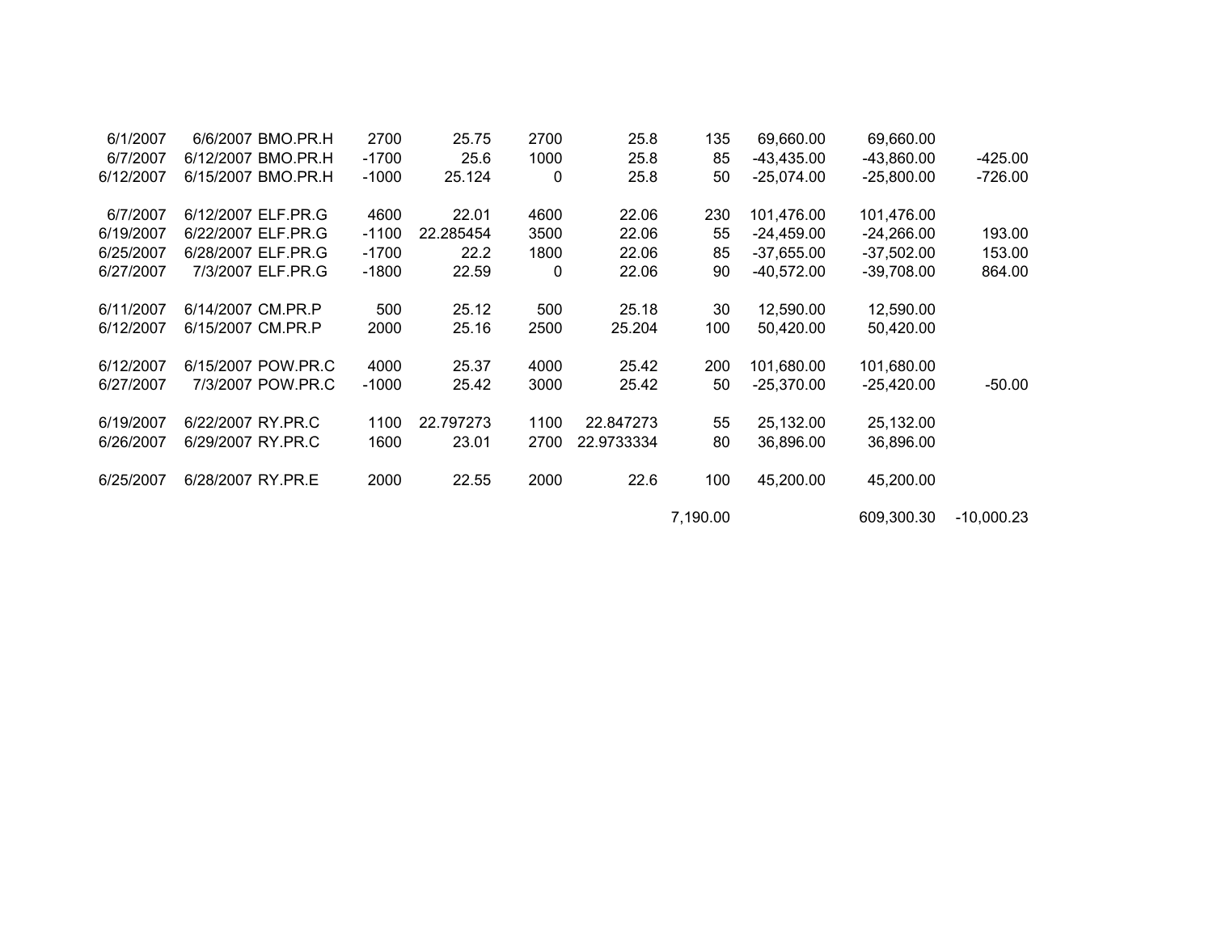| | | | | | | | | | | |
|---|---|---|---|---|---|---|---|---|---|---|
| 6/1/2007 | 6/6/2007 | BMO.PR.H | 2700 | 25.75 | 2700 | 25.8 | 135 | 69,660.00 | 69,660.00 | |
| 6/7/2007 | 6/12/2007 | BMO.PR.H | -1700 | 25.6 | 1000 | 25.8 | 85 | -43,435.00 | -43,860.00 | -425.00 |
| 6/12/2007 | 6/15/2007 | BMO.PR.H | -1000 | 25.124 | 0 | 25.8 | 50 | -25,074.00 | -25,800.00 | -726.00 |
| | | | | | | | | | | |
| 6/7/2007 | 6/12/2007 | ELF.PR.G | 4600 | 22.01 | 4600 | 22.06 | 230 | 101,476.00 | 101,476.00 | |
| 6/19/2007 | 6/22/2007 | ELF.PR.G | -1100 | 22.285454 | 3500 | 22.06 | 55 | -24,459.00 | -24,266.00 | 193.00 |
| 6/25/2007 | 6/28/2007 | ELF.PR.G | -1700 | 22.2 | 1800 | 22.06 | 85 | -37,655.00 | -37,502.00 | 153.00 |
| 6/27/2007 | 7/3/2007 | ELF.PR.G | -1800 | 22.59 | 0 | 22.06 | 90 | -40,572.00 | -39,708.00 | 864.00 |
| | | | | | | | | | | |
| 6/11/2007 | 6/14/2007 | CM.PR.P | 500 | 25.12 | 500 | 25.18 | 30 | 12,590.00 | 12,590.00 | |
| 6/12/2007 | 6/15/2007 | CM.PR.P | 2000 | 25.16 | 2500 | 25.204 | 100 | 50,420.00 | 50,420.00 | |
| | | | | | | | | | | |
| 6/12/2007 | 6/15/2007 | POW.PR.C | 4000 | 25.37 | 4000 | 25.42 | 200 | 101,680.00 | 101,680.00 | |
| 6/27/2007 | 7/3/2007 | POW.PR.C | -1000 | 25.42 | 3000 | 25.42 | 50 | -25,370.00 | -25,420.00 | -50.00 |
| | | | | | | | | | | |
| 6/19/2007 | 6/22/2007 | RY.PR.C | 1100 | 22.797273 | 1100 | 22.847273 | 55 | 25,132.00 | 25,132.00 | |
| 6/26/2007 | 6/29/2007 | RY.PR.C | 1600 | 23.01 | 2700 | 22.9733334 | 80 | 36,896.00 | 36,896.00 | |
| | | | | | | | | | | |
| 6/25/2007 | 6/28/2007 | RY.PR.E | 2000 | 22.55 | 2000 | 22.6 | 100 | 45,200.00 | 45,200.00 | |
| | | | | | | | | | | |
| | | | | | | | 7,190.00 | | 609,300.30 | -10,000.23 |